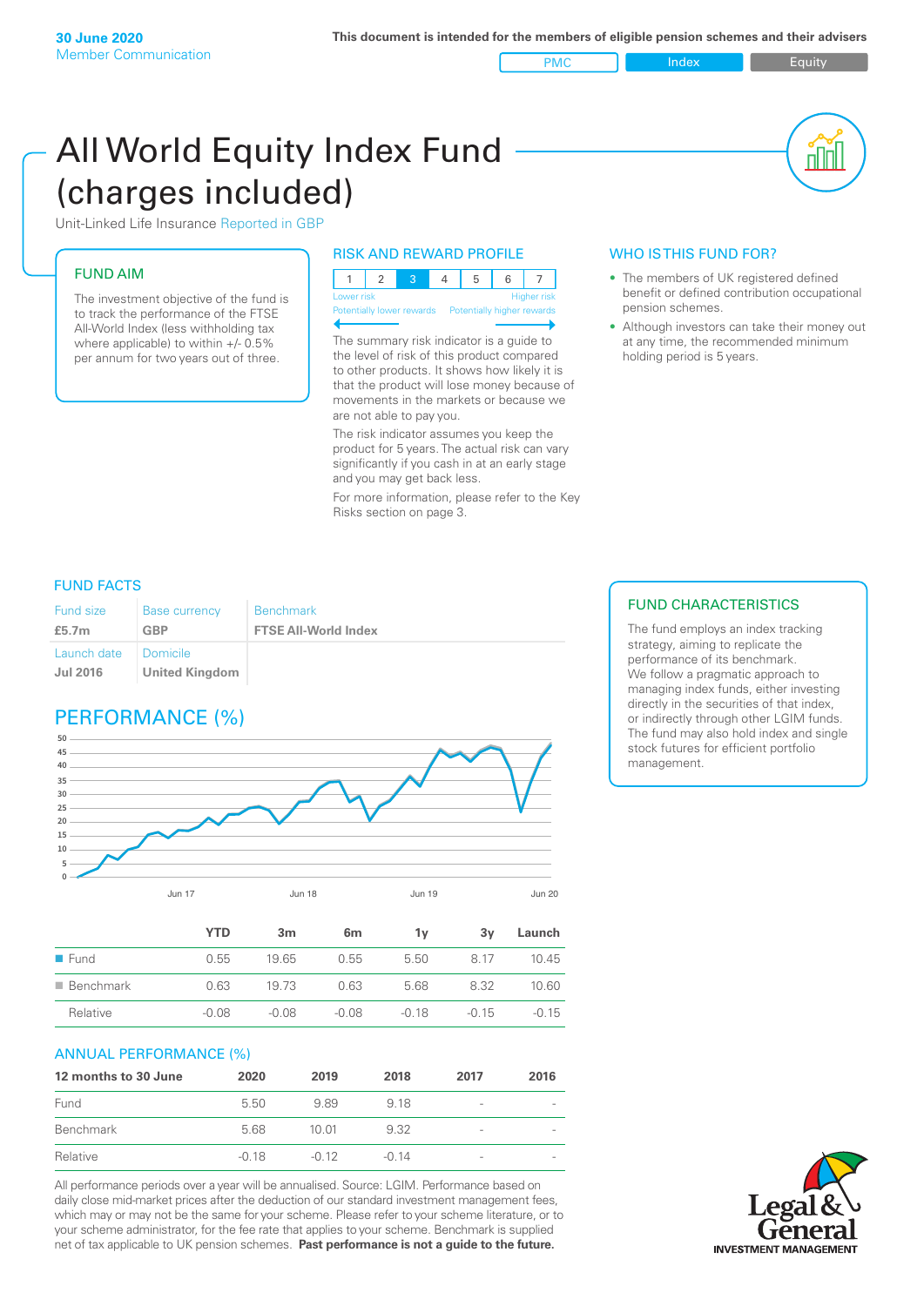**30 June 2020**
Member Communication

**This document is intended for the members of eligible pension schemes and their advisers**

PMC | Index | Equity

# All World Equity Index Fund (charges included)

Unit-Linked Life Insurance Reported in GBP

## FUND AIM

The investment objective of the fund is to track the performance of the FTSE All-World Index (less withholding tax where applicable) to within +/- 0.5% per annum for two years out of three.

## RISK AND REWARD PROFILE

| 1 | 2 | 3 | 4 | 5 | 6 | 7 |
|---|---|---|---|---|---|---|

Lower risk — Potentially lower rewards | Higher risk — Potentially higher rewards

The summary risk indicator is a guide to the level of risk of this product compared to other products. It shows how likely it is that the product will lose money because of movements in the markets or because we are not able to pay you.

The risk indicator assumes you keep the product for 5 years. The actual risk can vary significantly if you cash in at an early stage and you may get back less.

For more information, please refer to the Key Risks section on page 3.

## WHO IS THIS FUND FOR?

- The members of UK registered defined benefit or defined contribution occupational pension schemes.
- Although investors can take their money out at any time, the recommended minimum holding period is 5 years.

## FUND FACTS

| Fund size | Base currency | Benchmark |
|---|---|---|
| **£5.7m** | **GBP** | **FTSE All-World Index** |
| Launch date | Domicile | |
| **Jul 2016** | **United Kingdom** | |

## FUND CHARACTERISTICS

The fund employs an index tracking strategy, aiming to replicate the performance of its benchmark. We follow a pragmatic approach to managing index funds, either investing directly in the securities of that index, or indirectly through other LGIM funds. The fund may also hold index and single stock futures for efficient portfolio management.

## PERFORMANCE (%)

| | YTD | 3m | 6m | 1y | 3y | Launch |
|---|---|---|---|---|---|---|
| Fund | 0.55 | 19.65 | 0.55 | 5.50 | 8.17 | 10.45 |
| Benchmark | 0.63 | 19.73 | 0.63 | 5.68 | 8.32 | 10.60 |
| Relative | -0.08 | -0.08 | -0.08 | -0.18 | -0.15 | -0.15 |

## ANNUAL PERFORMANCE (%)

| 12 months to 30 June | 2020 | 2019 | 2018 | 2017 | 2016 |
|---|---|---|---|---|---|
| Fund | 5.50 | 9.89 | 9.18 | - | - |
| Benchmark | 5.68 | 10.01 | 9.32 | - | - |
| Relative | -0.18 | -0.12 | -0.14 | - | - |

All performance periods over a year will be annualised. Source: LGIM. Performance based on daily close mid-market prices after the deduction of our standard investment management fees, which may or may not be the same for your scheme. Please refer to your scheme literature, or to your scheme administrator, for the fee rate that applies to your scheme. Benchmark is supplied net of tax applicable to UK pension schemes. **Past performance is not a guide to the future.**

Legal & General Investment Management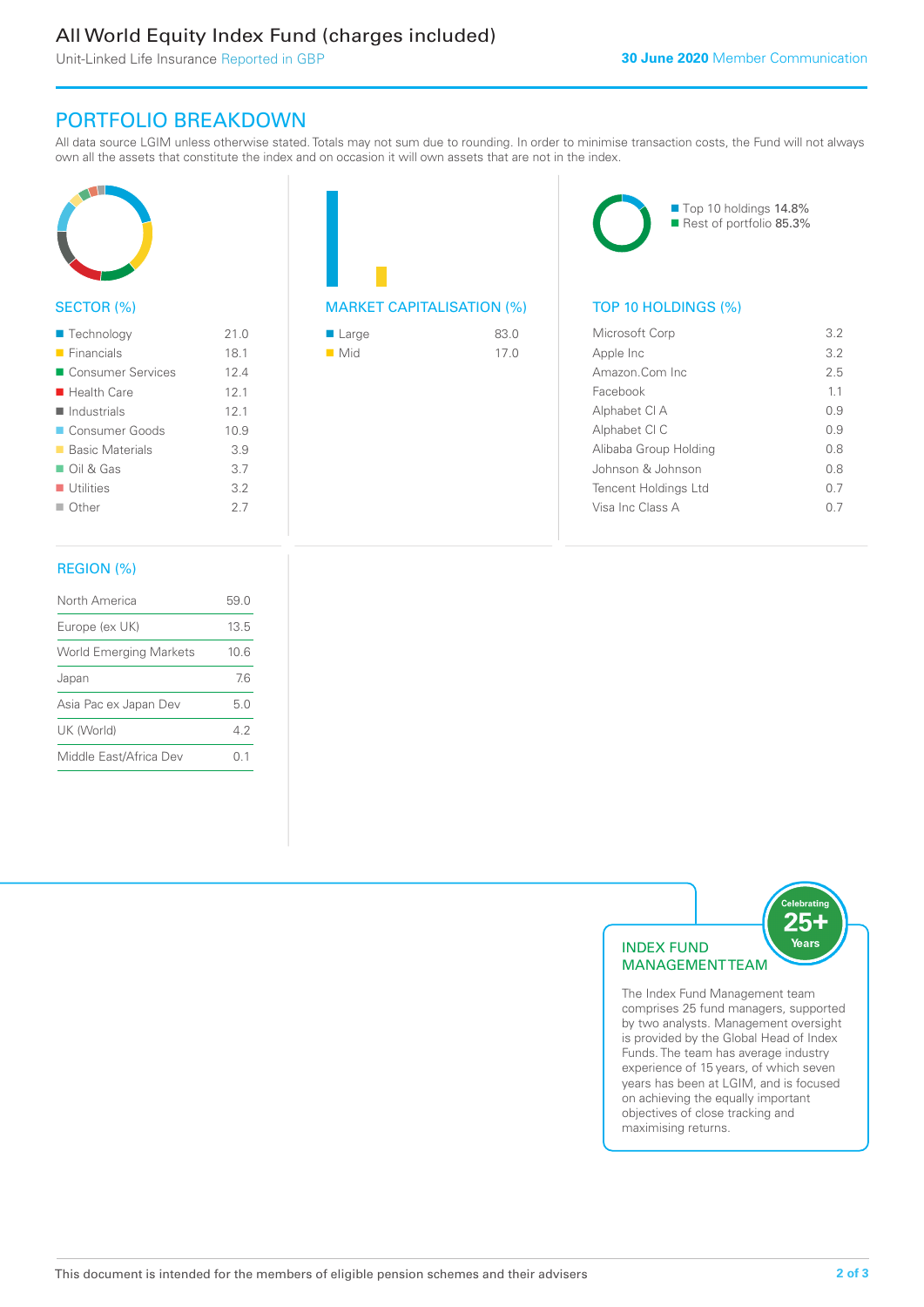# All World Equity Index Fund (charges included)

Unit-Linked Life Insurance Reported in GBP

**30 June 2020** Member Communication

## PORTFOLIO BREAKDOWN

All data source LGIM unless otherwise stated. Totals may not sum due to rounding. In order to minimise transaction costs, the Fund will not always own all the assets that constitute the index and on occasion it will own assets that are not in the index.

### SECTOR (%)

| Sector | % |
|---|---|
| Technology | 21.0 |
| Financials | 18.1 |
| Consumer Services | 12.4 |
| Health Care | 12.1 |
| Industrials | 12.1 |
| Consumer Goods | 10.9 |
| Basic Materials | 3.9 |
| Oil & Gas | 3.7 |
| Utilities | 3.2 |
| Other | 2.7 |

### MARKET CAPITALISATION (%)

| Market Capitalisation | % |
|---|---|
| Large | 83.0 |
| Mid | 17.0 |

### TOP 10 HOLDINGS (%)

Top 10 holdings 14.8%
Rest of portfolio 85.3%

| Holding | % |
|---|---|
| Microsoft Corp | 3.2 |
| Apple Inc | 3.2 |
| Amazon.Com Inc | 2.5 |
| Facebook | 1.1 |
| Alphabet Cl A | 0.9 |
| Alphabet Cl C | 0.9 |
| Alibaba Group Holding | 0.8 |
| Johnson & Johnson | 0.8 |
| Tencent Holdings Ltd | 0.7 |
| Visa Inc Class A | 0.7 |

### REGION (%)

| Region | % |
|---|---|
| North America | 59.0 |
| Europe (ex UK) | 13.5 |
| World Emerging Markets | 10.6 |
| Japan | 7.6 |
| Asia Pac ex Japan Dev | 5.0 |
| UK (World) | 4.2 |
| Middle East/Africa Dev | 0.1 |

### INDEX FUND MANAGEMENT TEAM

Celebrating 25+ Years

The Index Fund Management team comprises 25 fund managers, supported by two analysts. Management oversight is provided by the Global Head of Index Funds. The team has average industry experience of 15 years, of which seven years has been at LGIM, and is focused on achieving the equally important objectives of close tracking and maximising returns.

This document is intended for the members of eligible pension schemes and their advisers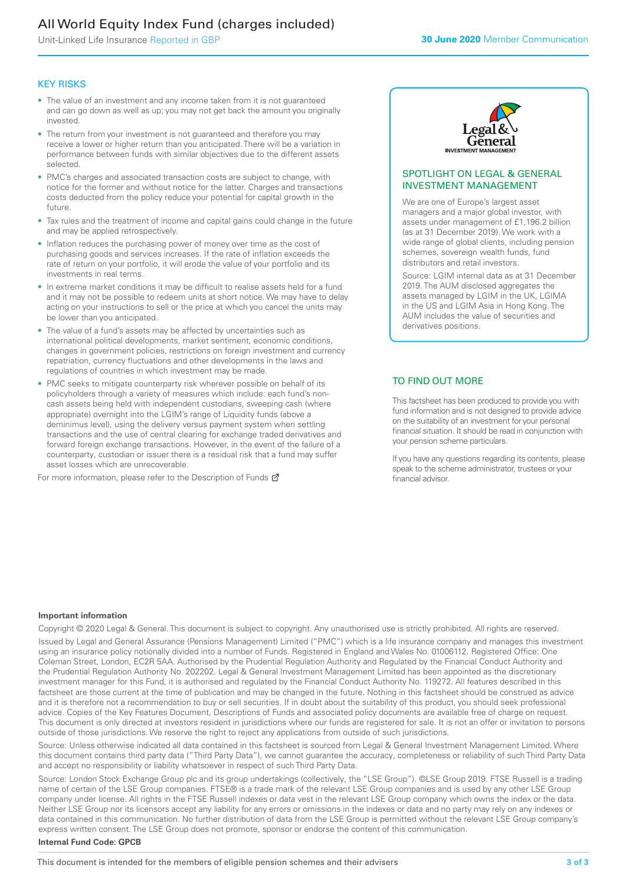# All World Equity Index Fund (charges included)

Unit-Linked Life Insurance Reported in GBP

**30 June 2020** Member Communication

## KEY RISKS

- The value of an investment and any income taken from it is not guaranteed and can go down as well as up; you may not get back the amount you originally invested.
- The return from your investment is not guaranteed and therefore you may receive a lower or higher return than you anticipated. There will be a variation in performance between funds with similar objectives due to the different assets selected.
- PMC's charges and associated transaction costs are subject to change, with notice for the former and without notice for the latter. Charges and transactions costs deducted from the policy reduce your potential for capital growth in the future.
- Tax rules and the treatment of income and capital gains could change in the future and may be applied retrospectively.
- Inflation reduces the purchasing power of money over time as the cost of purchasing goods and services increases. If the rate of inflation exceeds the rate of return on your portfolio, it will erode the value of your portfolio and its investments in real terms.
- In extreme market conditions it may be difficult to realise assets held for a fund and it may not be possible to redeem units at short notice. We may have to delay acting on your instructions to sell or the price at which you cancel the units may be lower than you anticipated.
- The value of a fund's assets may be affected by uncertainties such as international political developments, market sentiment, economic conditions, changes in government policies, restrictions on foreign investment and currency repatriation, currency fluctuations and other developments in the laws and regulations of countries in which investment may be made.
- PMC seeks to mitigate counterparty risk wherever possible on behalf of its policyholders through a variety of measures which include: each fund's non-cash assets being held with independent custodians, sweeping cash (where appropriate) overnight into the LGIM's range of Liquidity funds (above a deminimus level), using the delivery versus payment system when settling transactions and the use of central clearing for exchange traded derivatives and forward foreign exchange transactions. However, in the event of the failure of a counterparty, custodian or issuer there is a residual risk that a fund may suffer asset losses which are unrecoverable.

For more information, please refer to the Description of Funds

## SPOTLIGHT ON LEGAL & GENERAL INVESTMENT MANAGEMENT

We are one of Europe's largest asset managers and a major global investor, with assets under management of £1,196.2 billion (as at 31 December 2019). We work with a wide range of global clients, including pension schemes, sovereign wealth funds, fund distributors and retail investors.

Source: LGIM internal data as at 31 December 2019. The AUM disclosed aggregates the assets managed by LGIM in the UK, LGIMA in the US and LGIM Asia in Hong Kong. The AUM includes the value of securities and derivatives positions.

## TO FIND OUT MORE

This factsheet has been produced to provide you with fund information and is not designed to provide advice on the suitability of an investment for your personal financial situation. It should be read in conjunction with your pension scheme particulars.

If you have any questions regarding its contents, please speak to the scheme administrator, trustees or your financial advisor.

**Important information**

Copyright © 2020 Legal & General. This document is subject to copyright. Any unauthorised use is strictly prohibited. All rights are reserved.

Issued by Legal and General Assurance (Pensions Management) Limited ("PMC") which is a life insurance company and manages this investment using an insurance policy notionally divided into a number of Funds. Registered in England and Wales No. 01006112. Registered Office: One Coleman Street, London, EC2R 5AA. Authorised by the Prudential Regulation Authority and Regulated by the Financial Conduct Authority and the Prudential Regulation Authority No. 202202. Legal & General Investment Management Limited has been appointed as the discretionary investment manager for this Fund, it is authorised and regulated by the Financial Conduct Authority No. 119272. All features described in this factsheet are those current at the time of publication and may be changed in the future. Nothing in this factsheet should be construed as advice and it is therefore not a recommendation to buy or sell securities. If in doubt about the suitability of this product, you should seek professional advice. Copies of the Key Features Document, Descriptions of Funds and associated policy documents are available free of charge on request. This document is only directed at investors resident in jurisdictions where our funds are registered for sale. It is not an offer or invitation to persons outside of those jurisdictions. We reserve the right to reject any applications from outside of such jurisdictions.

Source: Unless otherwise indicated all data contained in this factsheet is sourced from Legal & General Investment Management Limited. Where this document contains third party data ("Third Party Data"), we cannot guarantee the accuracy, completeness or reliability of such Third Party Data and accept no responsibility or liability whatsoever in respect of such Third Party Data.

Source: London Stock Exchange Group plc and its group undertakings (collectively, the "LSE Group"). ©LSE Group 2019. FTSE Russell is a trading name of certain of the LSE Group companies. FTSE® is a trade mark of the relevant LSE Group companies and is used by any other LSE Group company under license. All rights in the FTSE Russell indexes or data vest in the relevant LSE Group company which owns the index or the data. Neither LSE Group nor its licensors accept any liability for any errors or omissions in the indexes or data and no party may rely on any indexes or data contained in this communication. No further distribution of data from the LSE Group is permitted without the relevant LSE Group company's express written consent. The LSE Group does not promote, sponsor or endorse the content of this communication.

**Internal Fund Code: GPCB**

This document is intended for the members of eligible pension schemes and their advisers